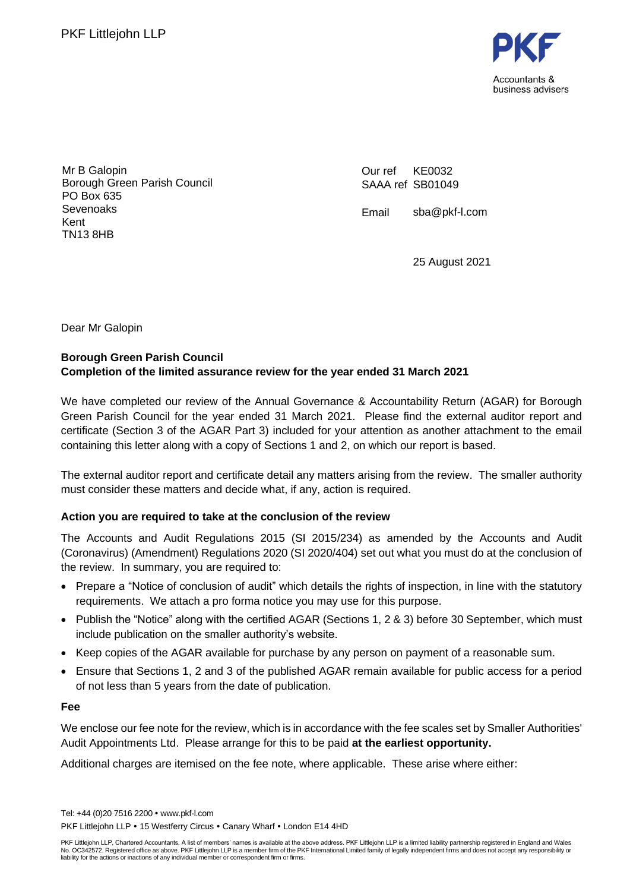PKF Littlejohn LLP

PKF
Accountants & business advisers

Mr B Galopin
Borough Green Parish Council
PO Box 635
Sevenoaks
Kent
TN13 8HB

Our ref KE0032
SAAA ref SB01049

Email sba@pkf-l.com

25 August 2021

Dear Mr Galopin

**Borough Green Parish Council**
**Completion of the limited assurance review for the year ended 31 March 2021**

We have completed our review of the Annual Governance & Accountability Return (AGAR) for Borough Green Parish Council for the year ended 31 March 2021. Please find the external auditor report and certificate (Section 3 of the AGAR Part 3) included for your attention as another attachment to the email containing this letter along with a copy of Sections 1 and 2, on which our report is based.

The external auditor report and certificate detail any matters arising from the review. The smaller authority must consider these matters and decide what, if any, action is required.

**Action you are required to take at the conclusion of the review**

The Accounts and Audit Regulations 2015 (SI 2015/234) as amended by the Accounts and Audit (Coronavirus) (Amendment) Regulations 2020 (SI 2020/404) set out what you must do at the conclusion of the review. In summary, you are required to:

- Prepare a "Notice of conclusion of audit" which details the rights of inspection, in line with the statutory requirements. We attach a pro forma notice you may use for this purpose.
- Publish the "Notice" along with the certified AGAR (Sections 1, 2 & 3) before 30 September, which must include publication on the smaller authority's website.
- Keep copies of the AGAR available for purchase by any person on payment of a reasonable sum.
- Ensure that Sections 1, 2 and 3 of the published AGAR remain available for public access for a period of not less than 5 years from the date of publication.

**Fee**

We enclose our fee note for the review, which is in accordance with the fee scales set by Smaller Authorities' Audit Appointments Ltd. Please arrange for this to be paid **at the earliest opportunity.**

Additional charges are itemised on the fee note, where applicable. These arise where either:

Tel: +44 (0)20 7516 2200 • www.pkf-l.com
PKF Littlejohn LLP • 15 Westferry Circus • Canary Wharf • London E14 4HD

PKF Littlejohn LLP, Chartered Accountants. A list of members' names is available at the above address. PKF Littlejohn LLP is a limited liability partnership registered in England and Wales No. OC342572. Registered office as above. PKF Littlejohn LLP is a member firm of the PKF International Limited family of legally independent firms and does not accept any responsibility or liability for the actions or inactions of any individual member or correspondent firm or firms.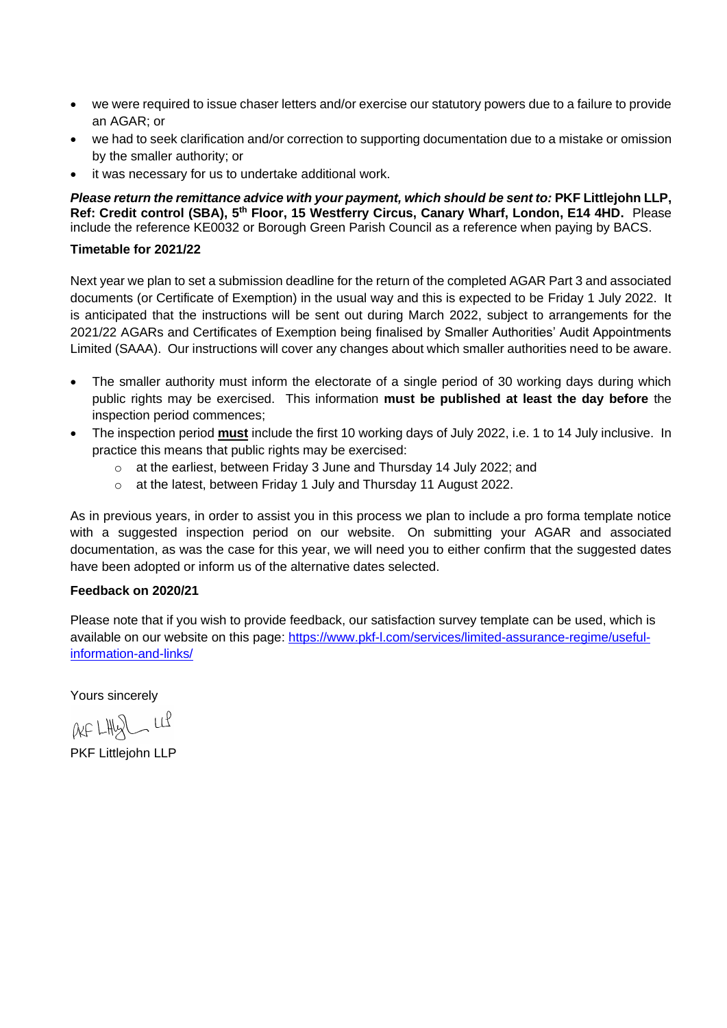- we were required to issue chaser letters and/or exercise our statutory powers due to a failure to provide an AGAR; or
- we had to seek clarification and/or correction to supporting documentation due to a mistake or omission by the smaller authority; or
- it was necessary for us to undertake additional work.

***Please return the remittance advice with your payment, which should be sent to:*** **PKF Littlejohn LLP, Ref: Credit control (SBA), 5th Floor, 15 Westferry Circus, Canary Wharf, London, E14 4HD.** Please include the reference KE0032 or Borough Green Parish Council as a reference when paying by BACS.

**Timetable for 2021/22**

Next year we plan to set a submission deadline for the return of the completed AGAR Part 3 and associated documents (or Certificate of Exemption) in the usual way and this is expected to be Friday 1 July 2022. It is anticipated that the instructions will be sent out during March 2022, subject to arrangements for the 2021/22 AGARs and Certificates of Exemption being finalised by Smaller Authorities' Audit Appointments Limited (SAAA). Our instructions will cover any changes about which smaller authorities need to be aware.

- The smaller authority must inform the electorate of a single period of 30 working days during which public rights may be exercised. This information **must be published at least the day before** the inspection period commences;
- The inspection period **must** include the first 10 working days of July 2022, i.e. 1 to 14 July inclusive. In practice this means that public rights may be exercised:
  - at the earliest, between Friday 3 June and Thursday 14 July 2022; and
  - at the latest, between Friday 1 July and Thursday 11 August 2022.

As in previous years, in order to assist you in this process we plan to include a pro forma template notice with a suggested inspection period on our website. On submitting your AGAR and associated documentation, as was the case for this year, we will need you to either confirm that the suggested dates have been adopted or inform us of the alternative dates selected.

**Feedback on 2020/21**

Please note that if you wish to provide feedback, our satisfaction survey template can be used, which is available on our website on this page: https://www.pkf-l.com/services/limited-assurance-regime/useful-information-and-links/

Yours sincerely

PKF Littlejohn LLP

PKF Littlejohn LLP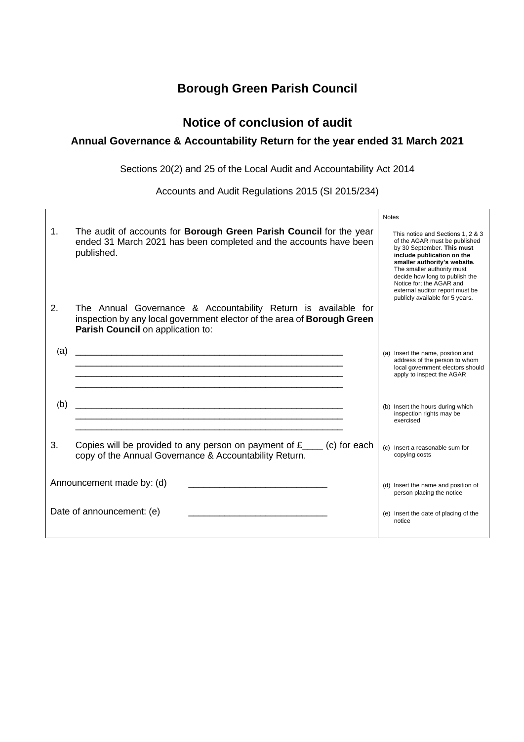# Borough Green Parish Council

## Notice of conclusion of audit

### Annual Governance & Accountability Return for the year ended 31 March 2021

Sections 20(2) and 25 of the Local Audit and Accountability Act 2014

Accounts and Audit Regulations 2015 (SI 2015/234)

| | Notes |
|---|---|
| 1. The audit of accounts for **Borough Green Parish Council** for the year ended 31 March 2021 has been completed and the accounts have been published. | This notice and Sections 1, 2 & 3 of the AGAR must be published by 30 September. **This must include publication on the smaller authority's website.** The smaller authority must decide how long to publish the Notice for; the AGAR and external auditor report must be publicly available for 5 years. |
| 2. The Annual Governance & Accountability Return is available for inspection by any local government elector of the area of **Borough Green Parish Council** on application to: | |
| (a) ____________________________________________________ ____________________________________________________ ____________________________________________________ ____________________________________________________ | (a) Insert the name, position and address of the person to whom local government electors should apply to inspect the AGAR |
| (b) ____________________________________________________ ____________________________________________________ ____________________________________________________ | (b) Insert the hours during which inspection rights may be exercised |
| 3. Copies will be provided to any person on payment of £____ (c) for each copy of the Annual Governance & Accountability Return. | (c) Insert a reasonable sum for copying costs |
| Announcement made by: (d) ___________________________ | (d) Insert the name and position of person placing the notice |
| Date of announcement: (e) ___________________________ | (e) Insert the date of placing of the notice |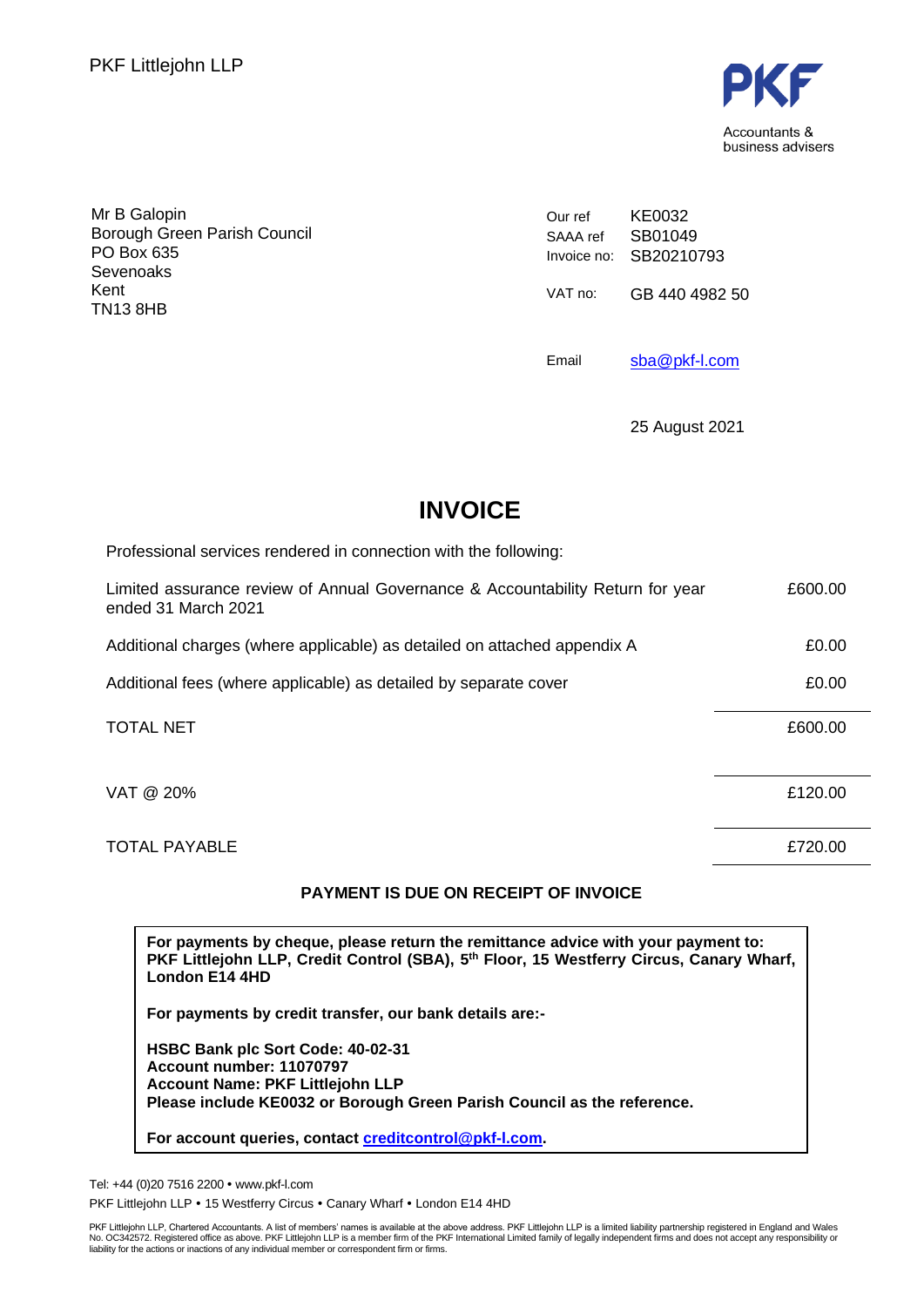PKF Littlejohn LLP

PKF

Accountants & business advisers

Mr B Galopin
Borough Green Parish Council
PO Box 635
Sevenoaks
Kent
TN13 8HB

| | |
|---|---|
| Our ref | KE0032 |
| SAAA ref | SB01049 |
| Invoice no: | SB20210793 |
| VAT no: | GB 440 4982 50 |
| Email | sba@pkf-l.com |

25 August 2021

# INVOICE

Professional services rendered in connection with the following:

| | |
|---|---|
| Limited assurance review of Annual Governance & Accountability Return for year ended 31 March 2021 | £600.00 |
| Additional charges (where applicable) as detailed on attached appendix A | £0.00 |
| Additional fees (where applicable) as detailed by separate cover | £0.00 |
| TOTAL NET | £600.00 |
| VAT @ 20% | £120.00 |
| TOTAL PAYABLE | £720.00 |

**PAYMENT IS DUE ON RECEIPT OF INVOICE**

**For payments by cheque, please return the remittance advice with your payment to: PKF Littlejohn LLP, Credit Control (SBA), 5th Floor, 15 Westferry Circus, Canary Wharf, London E14 4HD**

**For payments by credit transfer, our bank details are:-**

**HSBC Bank plc Sort Code: 40-02-31**
**Account number: 11070797**
**Account Name: PKF Littlejohn LLP**
**Please include KE0032 or Borough Green Parish Council as the reference.**

**For account queries, contact creditcontrol@pkf-l.com.**

Tel: +44 (0)20 7516 2200 • www.pkf-l.com

PKF Littlejohn LLP • 15 Westferry Circus • Canary Wharf • London E14 4HD

PKF Littlejohn LLP, Chartered Accountants. A list of members' names is available at the above address. PKF Littlejohn LLP is a limited liability partnership registered in England and Wales No. OC342572. Registered office as above. PKF Littlejohn LLP is a member firm of the PKF International Limited family of legally independent firms and does not accept any responsibility or liability for the actions or inactions of any individual member or correspondent firm or firms.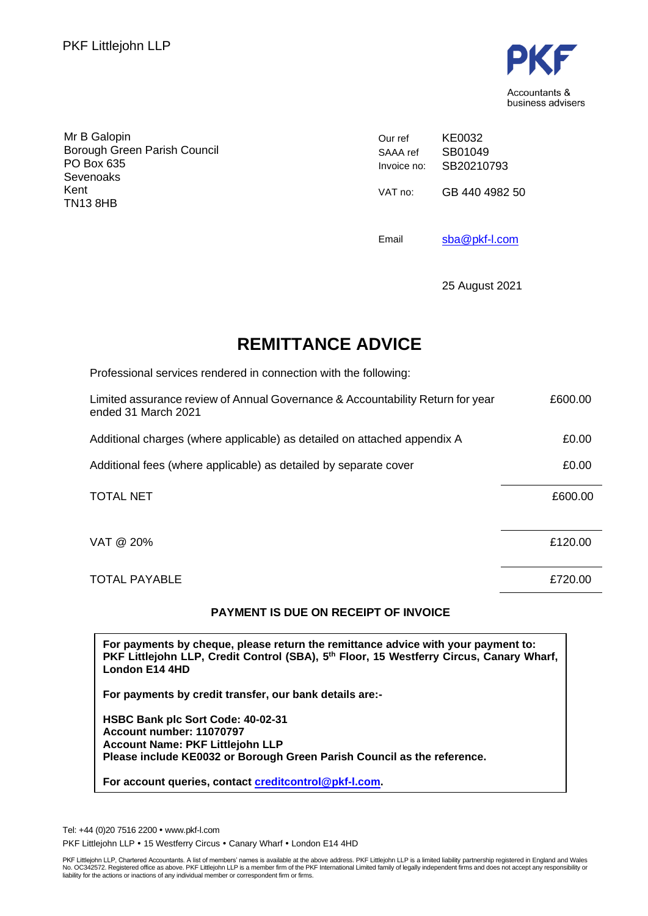PKF Littlejohn LLP

PKF
Accountants & business advisers

Mr B Galopin
Borough Green Parish Council
PO Box 635
Sevenoaks
Kent
TN13 8HB

| | |
|---|---|
| Our ref | KE0032 |
| SAAA ref | SB01049 |
| Invoice no: | SB20210793 |
| VAT no: | GB 440 4982 50 |
| Email | sba@pkf-l.com |

25 August 2021

# REMITTANCE ADVICE

Professional services rendered in connection with the following:

| | |
|---|---|
| Limited assurance review of Annual Governance & Accountability Return for year ended 31 March 2021 | £600.00 |
| Additional charges (where applicable) as detailed on attached appendix A | £0.00 |
| Additional fees (where applicable) as detailed by separate cover | £0.00 |
| TOTAL NET | £600.00 |
| VAT @ 20% | £120.00 |
| TOTAL PAYABLE | £720.00 |

**PAYMENT IS DUE ON RECEIPT OF INVOICE**

**For payments by cheque, please return the remittance advice with your payment to: PKF Littlejohn LLP, Credit Control (SBA), 5th Floor, 15 Westferry Circus, Canary Wharf, London E14 4HD**

**For payments by credit transfer, our bank details are:-**

**HSBC Bank plc Sort Code: 40-02-31**
**Account number: 11070797**
**Account Name: PKF Littlejohn LLP**
**Please include KE0032 or Borough Green Parish Council as the reference.**

**For account queries, contact creditcontrol@pkf-l.com.**

Tel: +44 (0)20 7516 2200 • www.pkf-l.com
PKF Littlejohn LLP • 15 Westferry Circus • Canary Wharf • London E14 4HD

PKF Littlejohn LLP, Chartered Accountants. A list of members' names is available at the above address. PKF Littlejohn LLP is a limited liability partnership registered in England and Wales No. OC342572. Registered office as above. PKF Littlejohn LLP is a member firm of the PKF International Limited family of legally independent firms and does not accept any responsibility or liability for the actions or inactions of any individual member or correspondent firm or firms.